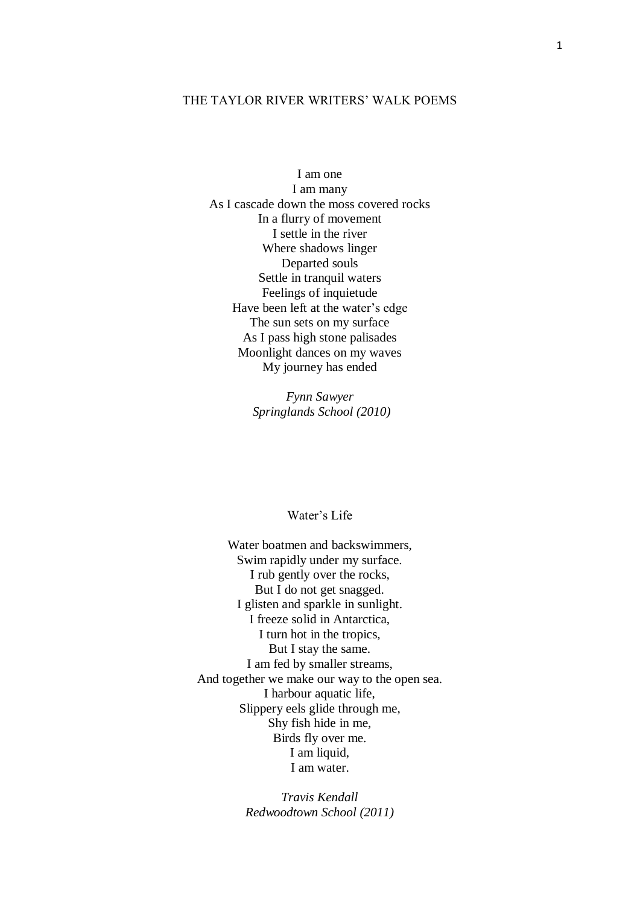# THE TAYLOR RIVER WRITERS' WALK POEMS

I am one  
I am many  
As I cascade down the moss covered rocks  
In a flurry of movement  
I settle in the river  
Where shadows linger  
Departed souls  
Settle in tranquil waters  
Feelings of inquietude  
Have been left at the water's edge  
The sun sets on my surface  
As I pass high stone palisades  
Moonlight dances on my waves  
My journey has ended

*Fynn Sawyer*  
*Springlands School (2010)*

## Water's Life

Water boatmen and backswimmers,  
Swim rapidly under my surface.  
I rub gently over the rocks,  
But I do not get snagged.  
I glisten and sparkle in sunlight.  
I freeze solid in Antarctica,  
I turn hot in the tropics,  
But I stay the same.  
I am fed by smaller streams,  
And together we make our way to the open sea.  
I harbour aquatic life,  
Slippery eels glide through me,  
Shy fish hide in me,  
Birds fly over me.  
I am liquid,  
I am water.

*Travis Kendall*  
*Redwoodtown School (2011)*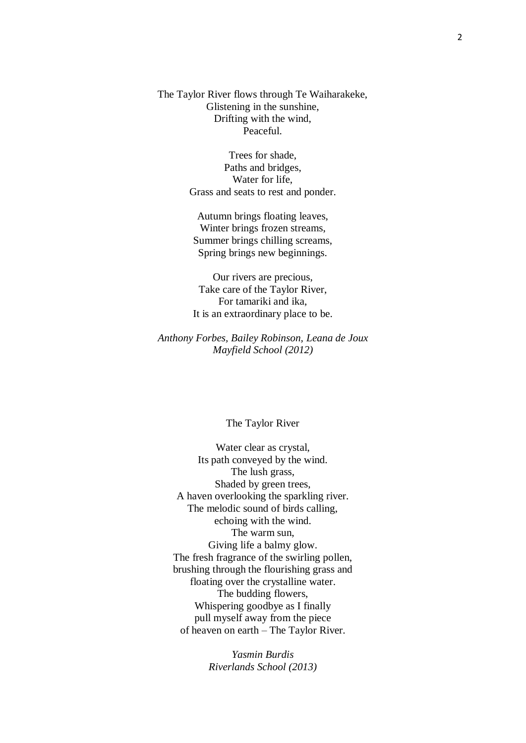The Taylor River flows through Te Waiharakeke,
Glistening in the sunshine,
Drifting with the wind,
Peaceful.

Trees for shade,
Paths and bridges,
Water for life,
Grass and seats to rest and ponder.

Autumn brings floating leaves,
Winter brings frozen streams,
Summer brings chilling screams,
Spring brings new beginnings.

Our rivers are precious,
Take care of the Taylor River,
For tamariki and ika,
It is an extraordinary place to be.

*Anthony Forbes, Bailey Robinson, Leana de Joux*
*Mayfield School (2012)*

## The Taylor River

Water clear as crystal,
Its path conveyed by the wind.
The lush grass,
Shaded by green trees,
A haven overlooking the sparkling river.
The melodic sound of birds calling,
echoing with the wind.
The warm sun,
Giving life a balmy glow.
The fresh fragrance of the swirling pollen,
brushing through the flourishing grass and
floating over the crystalline water.
The budding flowers,
Whispering goodbye as I finally
pull myself away from the piece
of heaven on earth – The Taylor River.

*Yasmin Burdis*
*Riverlands School (2013)*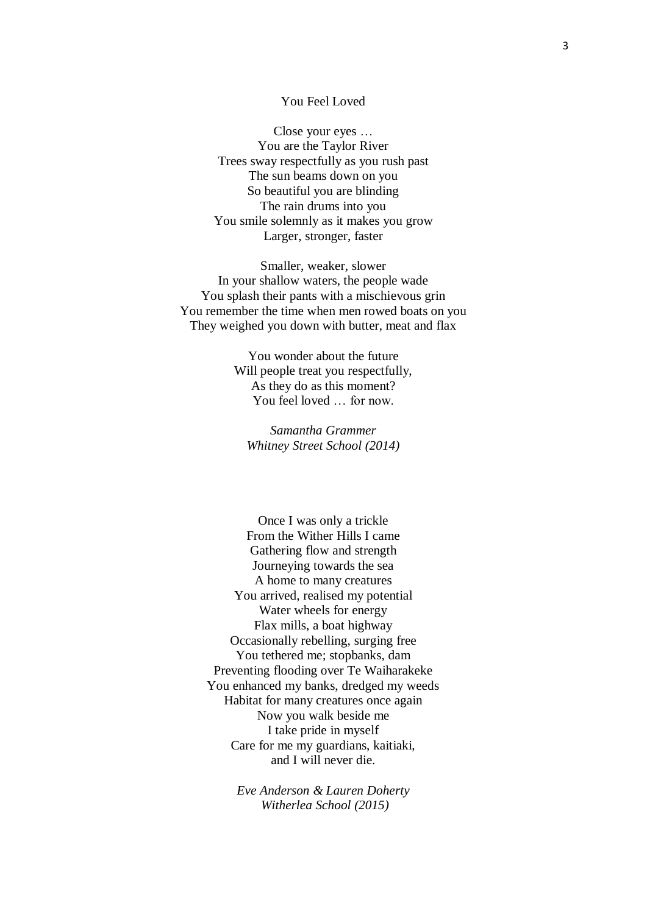## You Feel Loved

Close your eyes …  
You are the Taylor River  
Trees sway respectfully as you rush past  
The sun beams down on you  
So beautiful you are blinding  
The rain drums into you  
You smile solemnly as it makes you grow  
Larger, stronger, faster

Smaller, weaker, slower  
In your shallow waters, the people wade  
You splash their pants with a mischievous grin  
You remember the time when men rowed boats on you  
They weighed you down with butter, meat and flax

You wonder about the future  
Will people treat you respectfully,  
As they do as this moment?  
You feel loved … for now.

*Samantha Grammer*  
*Whitney Street School (2014)*

Once I was only a trickle  
From the Wither Hills I came  
Gathering flow and strength  
Journeying towards the sea  
A home to many creatures  
You arrived, realised my potential  
Water wheels for energy  
Flax mills, a boat highway  
Occasionally rebelling, surging free  
You tethered me; stopbanks, dam  
Preventing flooding over Te Waiharakeke  
You enhanced my banks, dredged my weeds  
Habitat for many creatures once again  
Now you walk beside me  
I take pride in myself  
Care for me my guardians, kaitiaki,  
and I will never die.

*Eve Anderson & Lauren Doherty*  
*Witherlea School (2015)*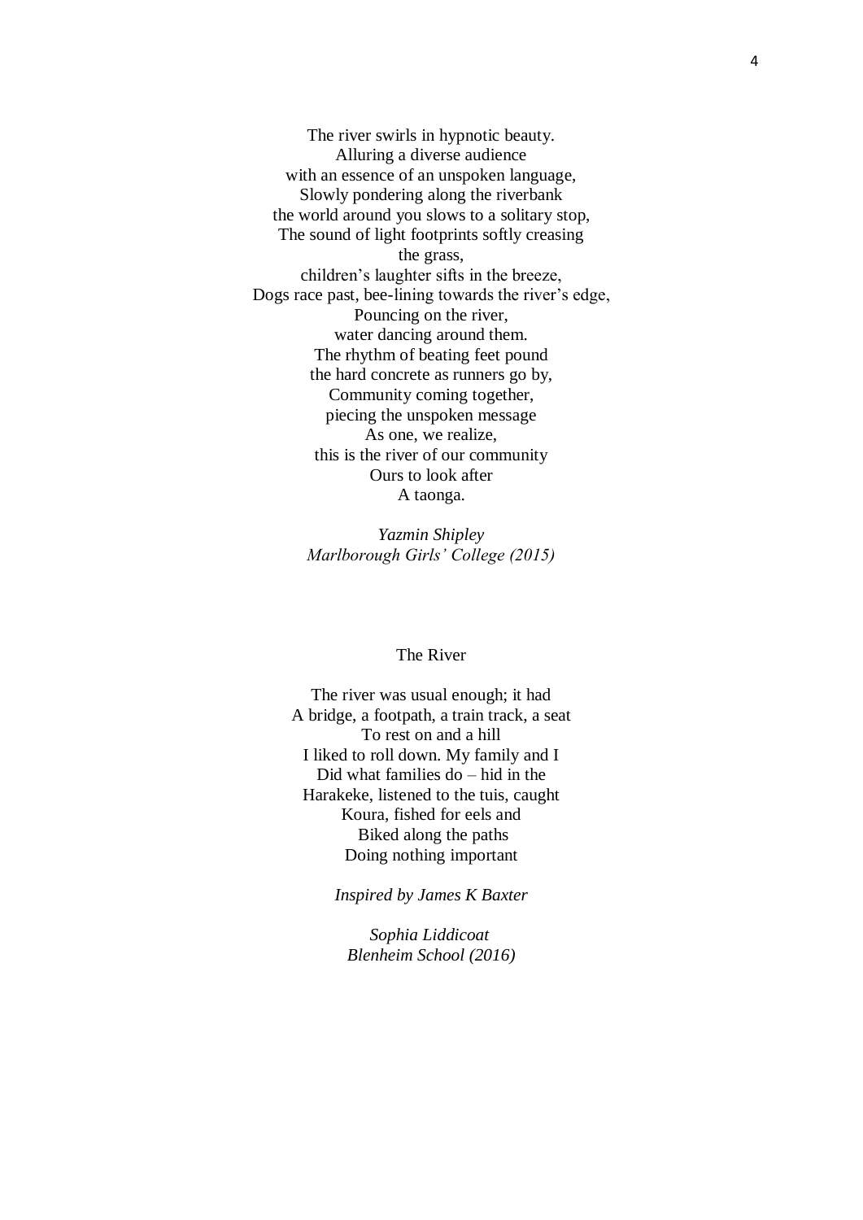The river swirls in hypnotic beauty.
Alluring a diverse audience
with an essence of an unspoken language,
Slowly pondering along the riverbank
the world around you slows to a solitary stop,
The sound of light footprints softly creasing
the grass,
children's laughter sifts in the breeze,
Dogs race past, bee-lining towards the river's edge,
Pouncing on the river,
water dancing around them.
The rhythm of beating feet pound
the hard concrete as runners go by,
Community coming together,
piecing the unspoken message
As one, we realize,
this is the river of our community
Ours to look after
A taonga.

*Yazmin Shipley*
*Marlborough Girls' College (2015)*

## The River

The river was usual enough; it had
A bridge, a footpath, a train track, a seat
To rest on and a hill
I liked to roll down. My family and I
Did what families do – hid in the
Harakeke, listened to the tuis, caught
Koura, fished for eels and
Biked along the paths
Doing nothing important

*Inspired by James K Baxter*

*Sophia Liddicoat*
*Blenheim School (2016)*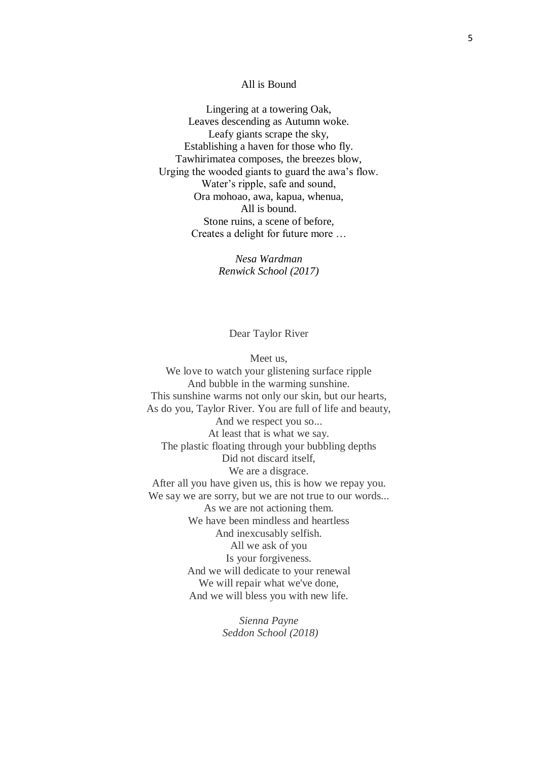## All is Bound

Lingering at a towering Oak,  
Leaves descending as Autumn woke.  
Leafy giants scrape the sky,  
Establishing a haven for those who fly.  
Tawhirimatea composes, the breezes blow,  
Urging the wooded giants to guard the awa's flow.  
Water's ripple, safe and sound,  
Ora mohoao, awa, kapua, whenua,  
All is bound.  
Stone ruins, a scene of before,  
Creates a delight for future more …

*Nesa Wardman*  
*Renwick School (2017)*

## Dear Taylor River

Meet us,  
We love to watch your glistening surface ripple  
And bubble in the warming sunshine.  
This sunshine warms not only our skin, but our hearts,  
As do you, Taylor River. You are full of life and beauty,  
And we respect you so...  
At least that is what we say.  
The plastic floating through your bubbling depths  
Did not discard itself,  
We are a disgrace.  
After all you have given us, this is how we repay you.  
We say we are sorry, but we are not true to our words...  
As we are not actioning them.  
We have been mindless and heartless  
And inexcusably selfish.  
All we ask of you  
Is your forgiveness.  
And we will dedicate to your renewal  
We will repair what we've done,  
And we will bless you with new life.

*Sienna Payne*  
*Seddon School (2018)*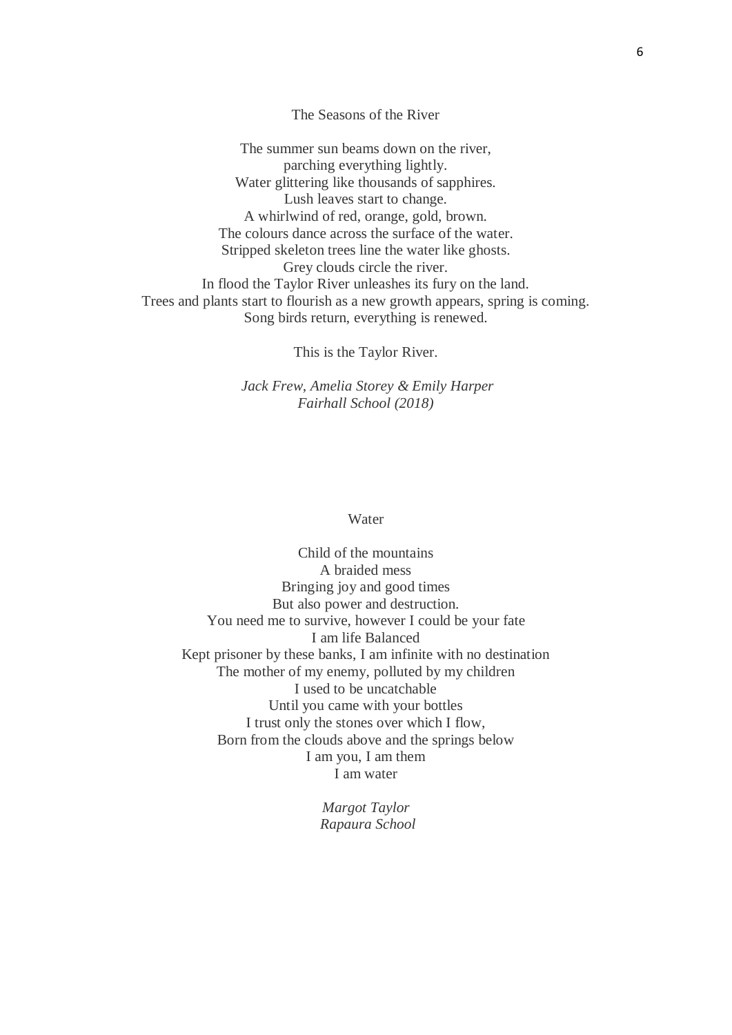## The Seasons of the River

The summer sun beams down on the river,
parching everything lightly.
Water glittering like thousands of sapphires.
Lush leaves start to change.
A whirlwind of red, orange, gold, brown.
The colours dance across the surface of the water.
Stripped skeleton trees line the water like ghosts.
Grey clouds circle the river.
In flood the Taylor River unleashes its fury on the land.
Trees and plants start to flourish as a new growth appears, spring is coming.
Song birds return, everything is renewed.

This is the Taylor River.

*Jack Frew, Amelia Storey & Emily Harper*
*Fairhall School (2018)*

## Water

Child of the mountains
A braided mess
Bringing joy and good times
But also power and destruction.
You need me to survive, however I could be your fate
I am life Balanced
Kept prisoner by these banks, I am infinite with no destination
The mother of my enemy, polluted by my children
I used to be uncatchable
Until you came with your bottles
I trust only the stones over which I flow,
Born from the clouds above and the springs below
I am you, I am them
I am water

*Margot Taylor*
*Rapaura School*